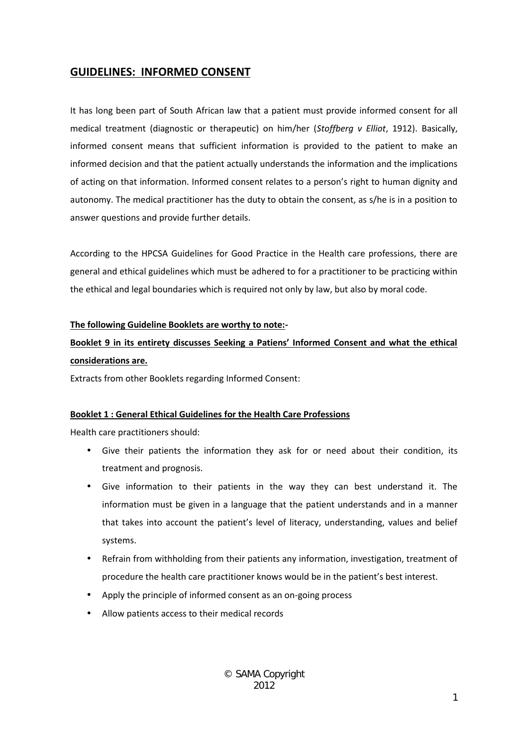## GUIDELINES: INFORMED CONSENT

It has long been part of South African law that a patient must provide informed consent for all medical treatment (diagnostic or therapeutic) on him/her (*Stoffberg v Elliot*, 1912). Basically, informed consent means that sufficient information is provided to the patient to make an informed decision and that the patient actually understands the information and the implications of acting on that information. Informed consent relates to a person's right to human dignity and autonomy. The medical practitioner has the duty to obtain the consent, as s/he is in a position to answer questions and provide further details.

According to the HPCSA Guidelines for Good Practice in the Health care professions, there are general and ethical guidelines which must be adhered to for a practitioner to be practicing within the ethical and legal boundaries which is required not only by law, but also by moral code.

**The following Guideline Booklets are worthy to note:-**

**Booklet 9 in its entirety discusses Seeking a Patiens' Informed Consent and what the ethical considerations are.**

Extracts from other Booklets regarding Informed Consent:

**Booklet 1 : General Ethical Guidelines for the Health Care Professions**

Health care practitioners should:

- Give their patients the information they ask for or need about their condition, its treatment and prognosis.
- Give information to their patients in the way they can best understand it. The information must be given in a language that the patient understands and in a manner that takes into account the patient's level of literacy, understanding, values and belief systems.
- Refrain from withholding from their patients any information, investigation, treatment of procedure the health care practitioner knows would be in the patient's best interest.
- Apply the principle of informed consent as an on-going process
- Allow patients access to their medical records

© SAMA Copyright 2012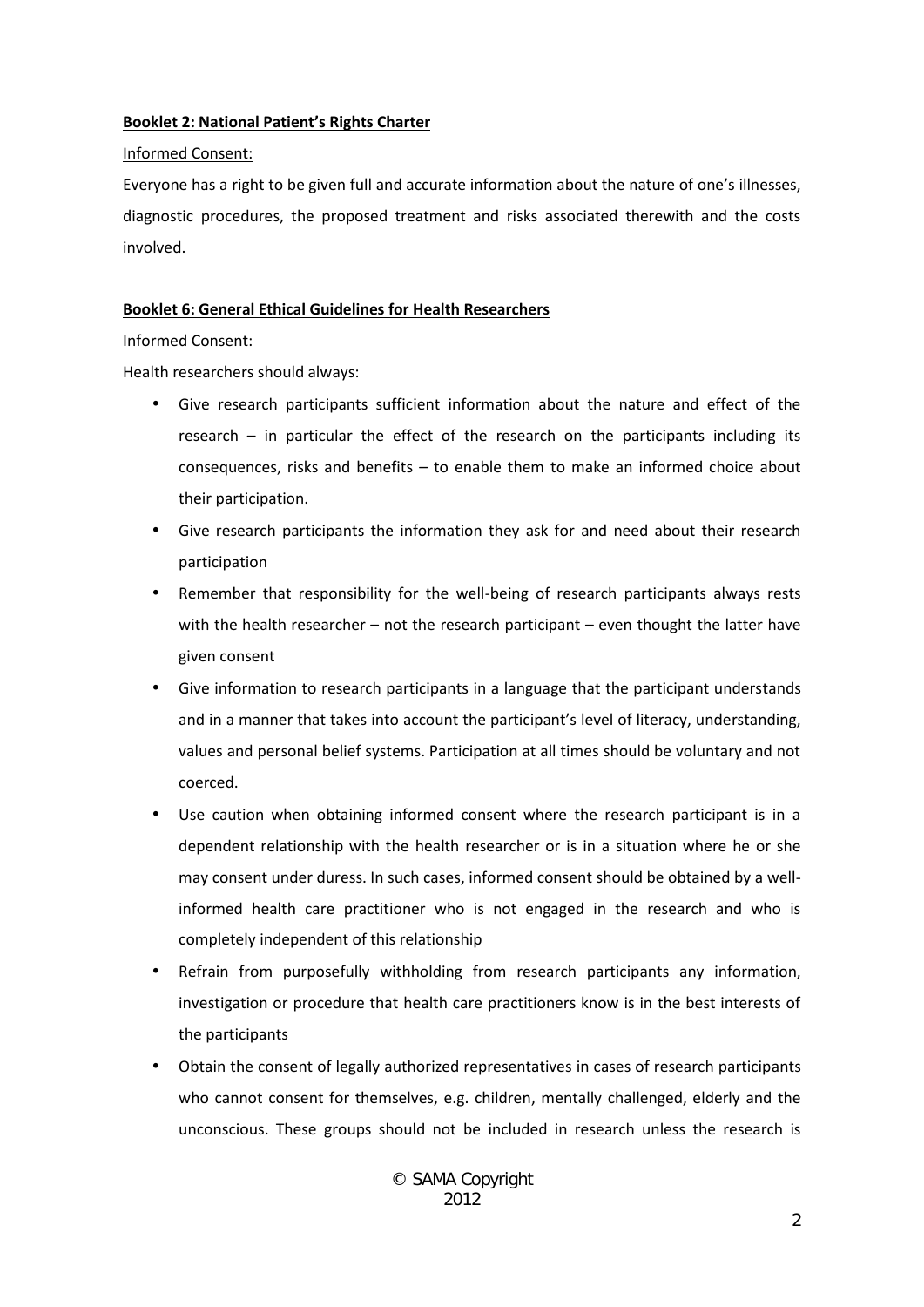**Booklet 2: National Patient's Rights Charter**

Informed Consent:

Everyone has a right to be given full and accurate information about the nature of one's illnesses, diagnostic procedures, the proposed treatment and risks associated therewith and the costs involved.

**Booklet 6: General Ethical Guidelines for Health Researchers**

Informed Consent:

Health researchers should always:

- Give research participants sufficient information about the nature and effect of the research – in particular the effect of the research on the participants including its consequences, risks and benefits – to enable them to make an informed choice about their participation.
- Give research participants the information they ask for and need about their research participation
- Remember that responsibility for the well-being of research participants always rests with the health researcher – not the research participant – even thought the latter have given consent
- Give information to research participants in a language that the participant understands and in a manner that takes into account the participant's level of literacy, understanding, values and personal belief systems. Participation at all times should be voluntary and not coerced.
- Use caution when obtaining informed consent where the research participant is in a dependent relationship with the health researcher or is in a situation where he or she may consent under duress. In such cases, informed consent should be obtained by a well-informed health care practitioner who is not engaged in the research and who is completely independent of this relationship
- Refrain from purposefully withholding from research participants any information, investigation or procedure that health care practitioners know is in the best interests of the participants
- Obtain the consent of legally authorized representatives in cases of research participants who cannot consent for themselves, e.g. children, mentally challenged, elderly and the unconscious. These groups should not be included in research unless the research is

© SAMA Copyright 2012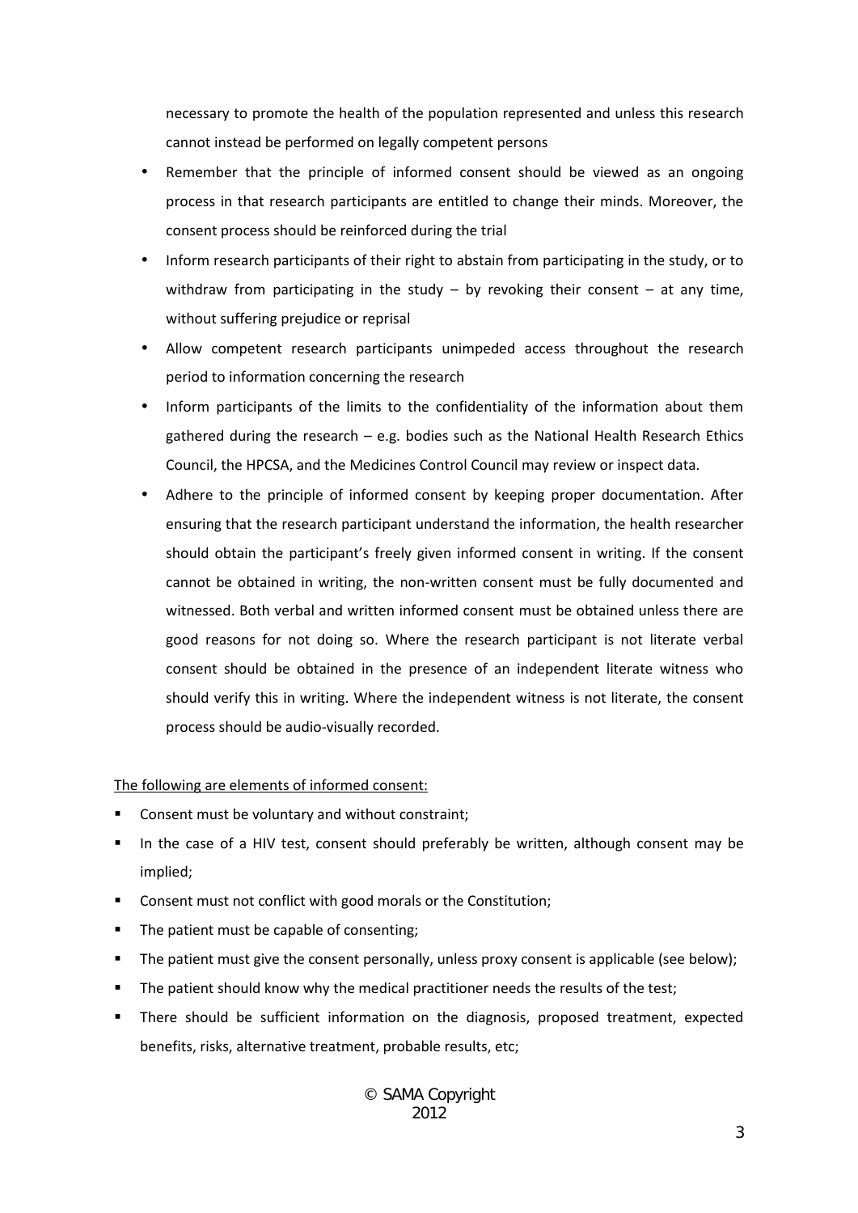necessary to promote the health of the population represented and unless this research cannot instead be performed on legally competent persons

- Remember that the principle of informed consent should be viewed as an ongoing process in that research participants are entitled to change their minds. Moreover, the consent process should be reinforced during the trial
- Inform research participants of their right to abstain from participating in the study, or to withdraw from participating in the study – by revoking their consent – at any time, without suffering prejudice or reprisal
- Allow competent research participants unimpeded access throughout the research period to information concerning the research
- Inform participants of the limits to the confidentiality of the information about them gathered during the research – e.g. bodies such as the National Health Research Ethics Council, the HPCSA, and the Medicines Control Council may review or inspect data.
- Adhere to the principle of informed consent by keeping proper documentation. After ensuring that the research participant understand the information, the health researcher should obtain the participant's freely given informed consent in writing. If the consent cannot be obtained in writing, the non-written consent must be fully documented and witnessed. Both verbal and written informed consent must be obtained unless there are good reasons for not doing so. Where the research participant is not literate verbal consent should be obtained in the presence of an independent literate witness who should verify this in writing. Where the independent witness is not literate, the consent process should be audio-visually recorded.

<u>The following are elements of informed consent:</u>

- Consent must be voluntary and without constraint;
- In the case of a HIV test, consent should preferably be written, although consent may be implied;
- Consent must not conflict with good morals or the Constitution;
- The patient must be capable of consenting;
- The patient must give the consent personally, unless proxy consent is applicable (see below);
- The patient should know why the medical practitioner needs the results of the test;
- There should be sufficient information on the diagnosis, proposed treatment, expected benefits, risks, alternative treatment, probable results, etc;

© SAMA Copyright 2012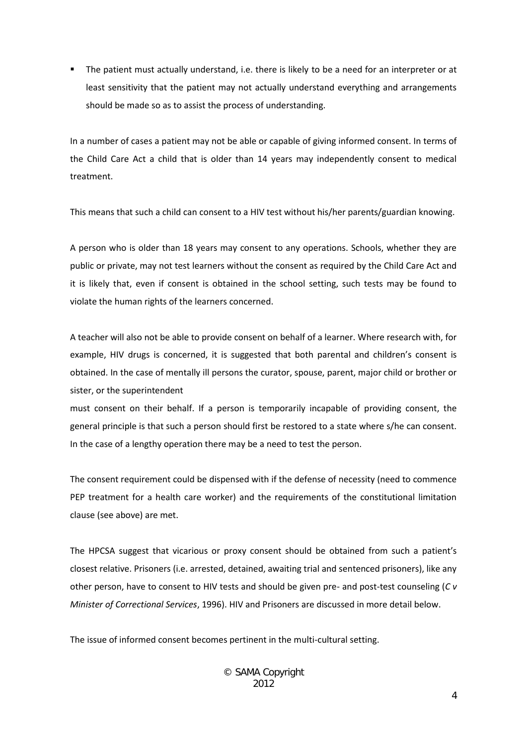- The patient must actually understand, i.e. there is likely to be a need for an interpreter or at least sensitivity that the patient may not actually understand everything and arrangements should be made so as to assist the process of understanding.

In a number of cases a patient may not be able or capable of giving informed consent. In terms of the Child Care Act a child that is older than 14 years may independently consent to medical treatment.

This means that such a child can consent to a HIV test without his/her parents/guardian knowing.

A person who is older than 18 years may consent to any operations. Schools, whether they are public or private, may not test learners without the consent as required by the Child Care Act and it is likely that, even if consent is obtained in the school setting, such tests may be found to violate the human rights of the learners concerned.

A teacher will also not be able to provide consent on behalf of a learner. Where research with, for example, HIV drugs is concerned, it is suggested that both parental and children's consent is obtained. In the case of mentally ill persons the curator, spouse, parent, major child or brother or sister, or the superintendent must consent on their behalf. If a person is temporarily incapable of providing consent, the general principle is that such a person should first be restored to a state where s/he can consent. In the case of a lengthy operation there may be a need to test the person.

The consent requirement could be dispensed with if the defense of necessity (need to commence PEP treatment for a health care worker) and the requirements of the constitutional limitation clause (see above) are met.

The HPCSA suggest that vicarious or proxy consent should be obtained from such a patient's closest relative. Prisoners (i.e. arrested, detained, awaiting trial and sentenced prisoners), like any other person, have to consent to HIV tests and should be given pre- and post-test counseling (*C v Minister of Correctional Services*, 1996). HIV and Prisoners are discussed in more detail below.

The issue of informed consent becomes pertinent in the multi-cultural setting.

© SAMA Copyright 2012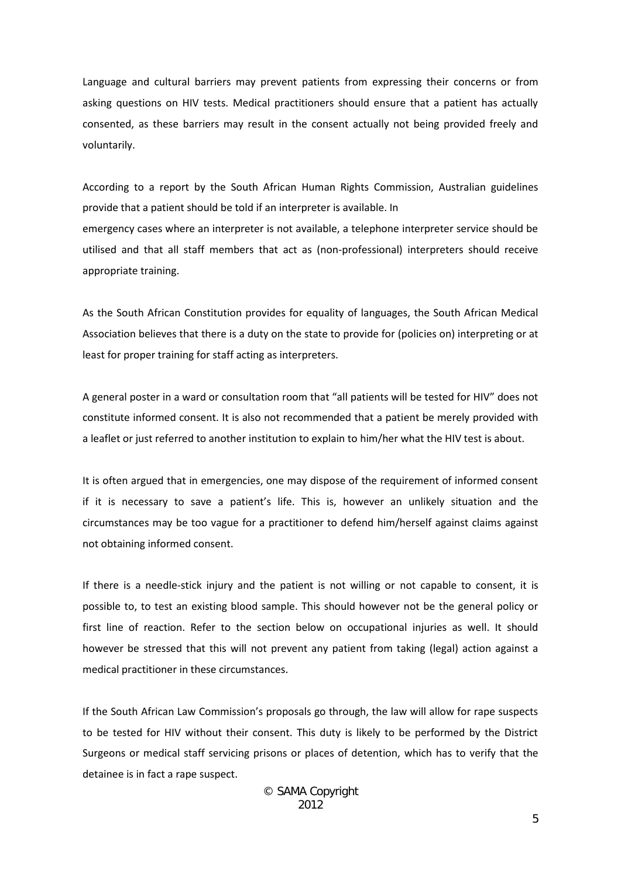Language and cultural barriers may prevent patients from expressing their concerns or from asking questions on HIV tests. Medical practitioners should ensure that a patient has actually consented, as these barriers may result in the consent actually not being provided freely and voluntarily.

According to a report by the South African Human Rights Commission, Australian guidelines provide that a patient should be told if an interpreter is available. In emergency cases where an interpreter is not available, a telephone interpreter service should be utilised and that all staff members that act as (non-professional) interpreters should receive appropriate training.

As the South African Constitution provides for equality of languages, the South African Medical Association believes that there is a duty on the state to provide for (policies on) interpreting or at least for proper training for staff acting as interpreters.

A general poster in a ward or consultation room that "all patients will be tested for HIV" does not constitute informed consent. It is also not recommended that a patient be merely provided with a leaflet or just referred to another institution to explain to him/her what the HIV test is about.

It is often argued that in emergencies, one may dispose of the requirement of informed consent if it is necessary to save a patient's life. This is, however an unlikely situation and the circumstances may be too vague for a practitioner to defend him/herself against claims against not obtaining informed consent.

If there is a needle-stick injury and the patient is not willing or not capable to consent, it is possible to, to test an existing blood sample. This should however not be the general policy or first line of reaction. Refer to the section below on occupational injuries as well. It should however be stressed that this will not prevent any patient from taking (legal) action against a medical practitioner in these circumstances.

If the South African Law Commission's proposals go through, the law will allow for rape suspects to be tested for HIV without their consent. This duty is likely to be performed by the District Surgeons or medical staff servicing prisons or places of detention, which has to verify that the detainee is in fact a rape suspect.

© SAMA Copyright 2012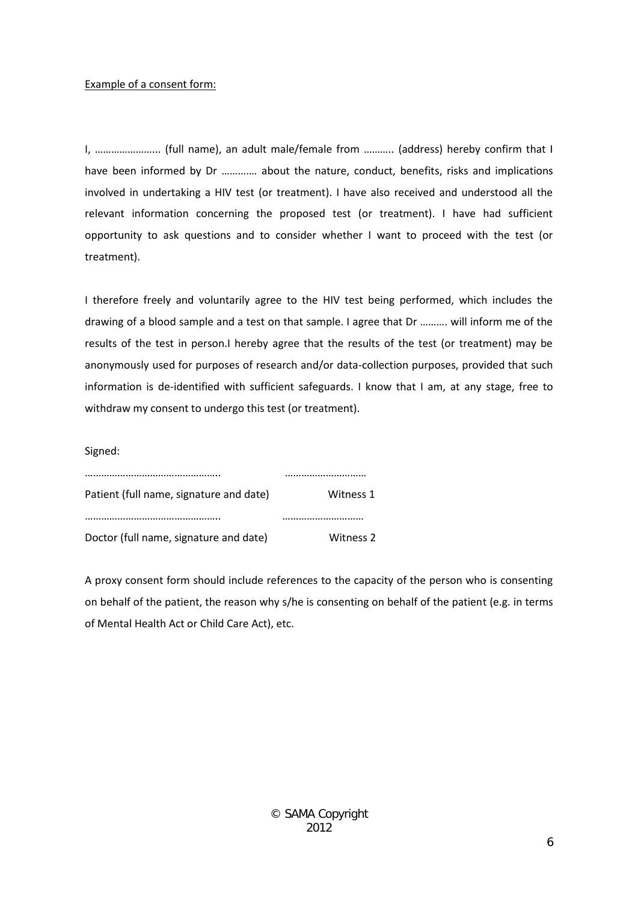<u>Example of a consent form:</u>

I, …………………... (full name), an adult male/female from ……….. (address) hereby confirm that I have been informed by Dr …………. about the nature, conduct, benefits, risks and implications involved in undertaking a HIV test (or treatment). I have also received and understood all the relevant information concerning the proposed test (or treatment). I have had sufficient opportunity to ask questions and to consider whether I want to proceed with the test (or treatment).

I therefore freely and voluntarily agree to the HIV test being performed, which includes the drawing of a blood sample and a test on that sample. I agree that Dr ………. will inform me of the results of the test in person.I hereby agree that the results of the test (or treatment) may be anonymously used for purposes of research and/or data-collection purposes, provided that such information is de-identified with sufficient safeguards. I know that I am, at any stage, free to withdraw my consent to undergo this test (or treatment).

Signed:

| | |
|---|---|
| ………………………………………….. | ………………………… |
| Patient (full name, signature and date) | Witness 1 |
| ………………………………………….. | ………………………… |
| Doctor (full name, signature and date) | Witness 2 |

A proxy consent form should include references to the capacity of the person who is consenting on behalf of the patient, the reason why s/he is consenting on behalf of the patient (e.g. in terms of Mental Health Act or Child Care Act), etc.

© SAMA Copyright 2012